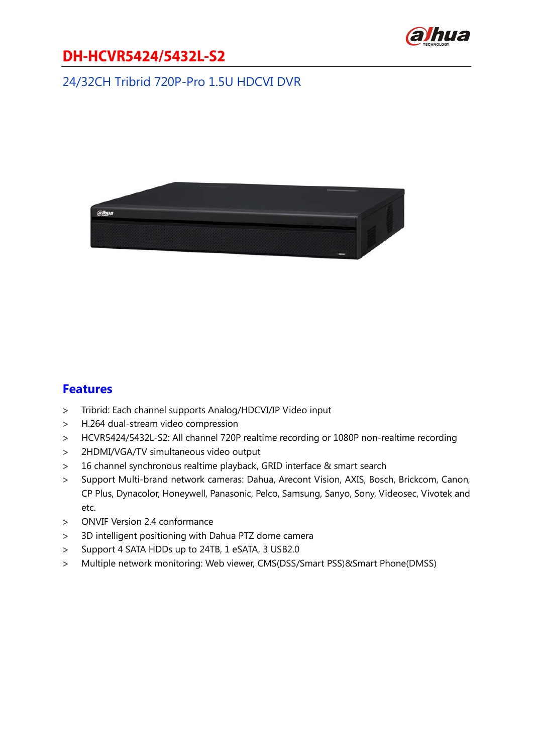# DH-HCVR5424/5432L-S2

## 24/32CH Tribrid 720P-Pro 1.5U HDCVI DVR

## Features

- Tribrid: Each channel supports Analog/HDCVI/IP Video input
- H.264 dual-stream video compression
- HCVR5424/5432L-S2: All channel 720P realtime recording or 1080P non-realtime recording
- 2HDMI/VGA/TV simultaneous video output
- 16 channel synchronous realtime playback, GRID interface & smart search
- Support Multi-brand network cameras: Dahua, Arecont Vision, AXIS, Bosch, Brickcom, Canon, CP Plus, Dynacolor, Honeywell, Panasonic, Pelco, Samsung, Sanyo, Sony, Videosec, Vivotek and etc.
- ONVIF Version 2.4 conformance
- 3D intelligent positioning with Dahua PTZ dome camera
- Support 4 SATA HDDs up to 24TB, 1 eSATA, 3 USB2.0
- Multiple network monitoring: Web viewer, CMS(DSS/Smart PSS)&Smart Phone(DMSS)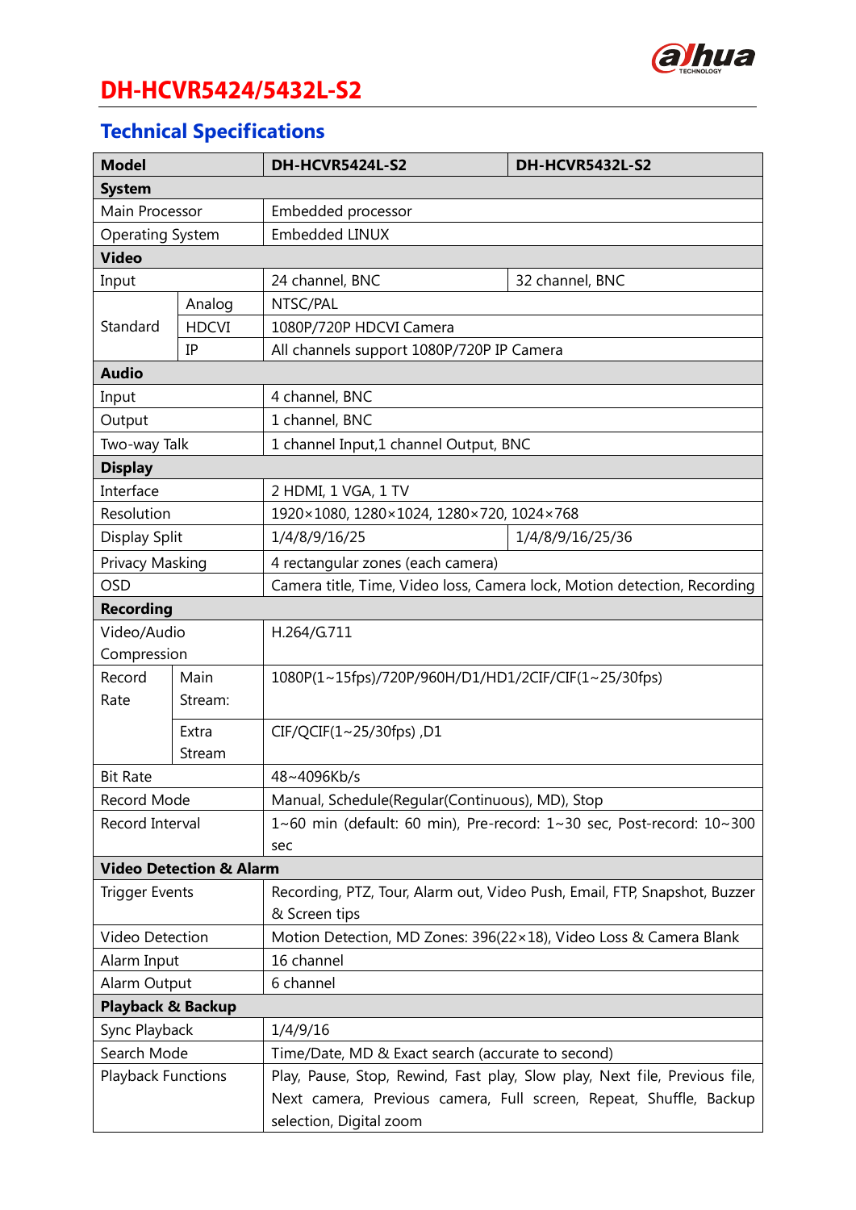# DH-HCVR5424/5432L-S2

## Technical Specifications

| Model | | DH-HCVR5424L-S2 | DH-HCVR5432L-S2 |
|---|---|---|---|
| **System** | | | |
| Main Processor | | Embedded processor | |
| Operating System | | Embedded LINUX | |
| **Video** | | | |
| Input | | 24 channel, BNC | 32 channel, BNC |
| Standard | Analog | NTSC/PAL | |
| | HDCVI | 1080P/720P HDCVI Camera | |
| | IP | All channels support 1080P/720P IP Camera | |
| **Audio** | | | |
| Input | | 4 channel, BNC | |
| Output | | 1 channel, BNC | |
| Two-way Talk | | 1 channel Input,1 channel Output, BNC | |
| **Display** | | | |
| Interface | | 2 HDMI, 1 VGA, 1 TV | |
| Resolution | | 1920×1080, 1280×1024, 1280×720, 1024×768 | |
| Display Split | | 1/4/8/9/16/25 | 1/4/8/9/16/25/36 |
| Privacy Masking | | 4 rectangular zones (each camera) | |
| OSD | | Camera title, Time, Video loss, Camera lock, Motion detection, Recording | |
| **Recording** | | | |
| Video/Audio Compression | | H.264/G.711 | |
| Record Rate | Main Stream: | 1080P(1~15fps)/720P/960H/D1/HD1/2CIF/CIF(1~25/30fps) | |
| | Extra Stream | CIF/QCIF(1~25/30fps) ,D1 | |
| Bit Rate | | 48~4096Kb/s | |
| Record Mode | | Manual, Schedule(Regular(Continuous), MD), Stop | |
| Record Interval | | 1~60 min (default: 60 min), Pre-record: 1~30 sec, Post-record: 10~300 sec | |
| **Video Detection & Alarm** | | | |
| Trigger Events | | Recording, PTZ, Tour, Alarm out, Video Push, Email, FTP, Snapshot, Buzzer & Screen tips | |
| Video Detection | | Motion Detection, MD Zones: 396(22×18), Video Loss & Camera Blank | |
| Alarm Input | | 16 channel | |
| Alarm Output | | 6 channel | |
| **Playback & Backup** | | | |
| Sync Playback | | 1/4/9/16 | |
| Search Mode | | Time/Date, MD & Exact search (accurate to second) | |
| Playback Functions | | Play, Pause, Stop, Rewind, Fast play, Slow play, Next file, Previous file, Next camera, Previous camera, Full screen, Repeat, Shuffle, Backup selection, Digital zoom | |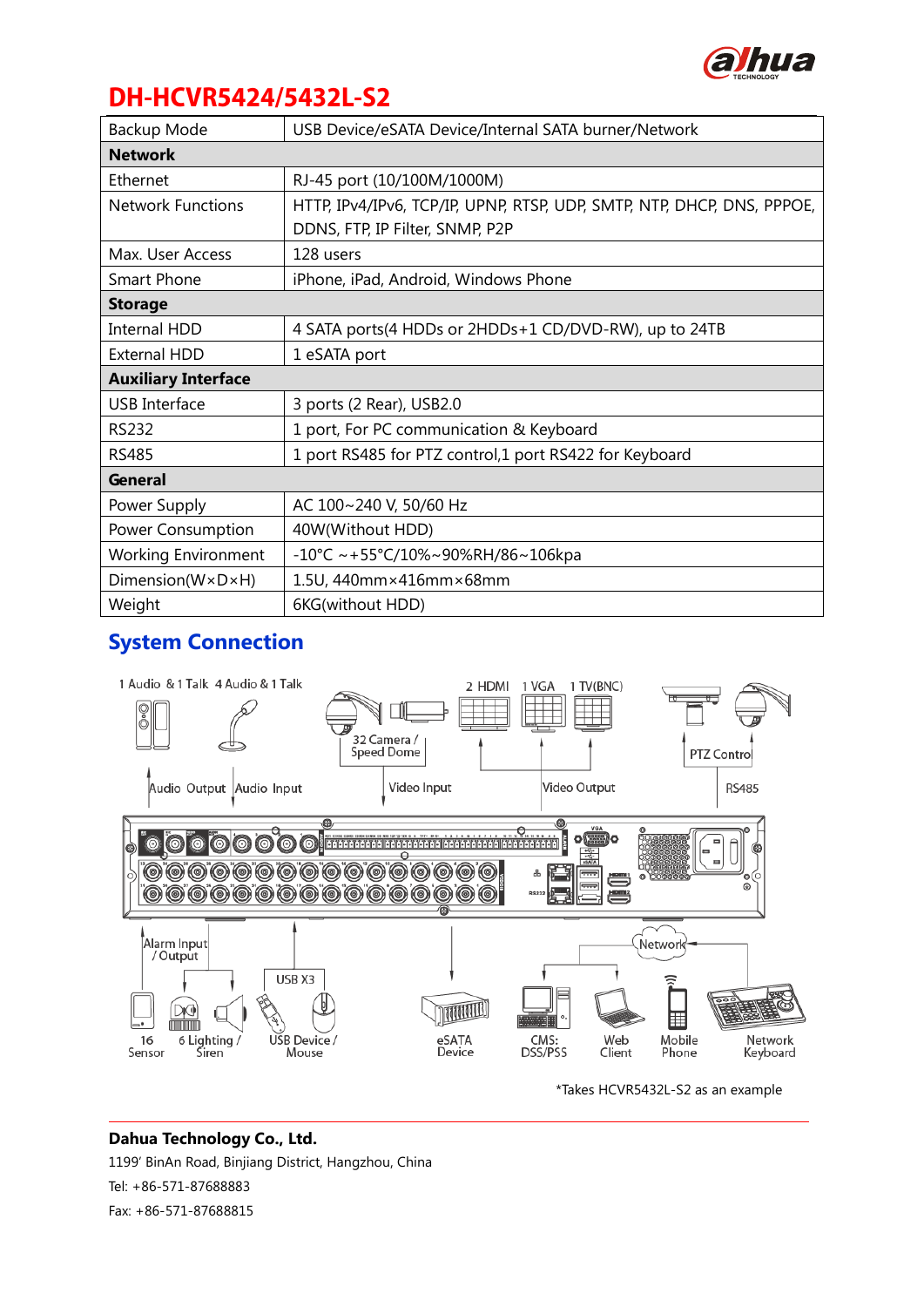# DH-HCVR5424/5432L-S2

| | |
|---|---|
| Backup Mode | USB Device/eSATA Device/Internal SATA burner/Network |
| **Network** | |
| Ethernet | RJ-45 port (10/100M/1000M) |
| Network Functions | HTTP, IPv4/IPv6, TCP/IP, UPNP, RTSP, UDP, SMTP, NTP, DHCP, DNS, PPPOE, DDNS, FTP, IP Filter, SNMP, P2P |
| Max. User Access | 128 users |
| Smart Phone | iPhone, iPad, Android, Windows Phone |
| **Storage** | |
| Internal HDD | 4 SATA ports(4 HDDs or 2HDDs+1 CD/DVD-RW), up to 24TB |
| External HDD | 1 eSATA port |
| **Auxiliary Interface** | |
| USB Interface | 3 ports (2 Rear), USB2.0 |
| RS232 | 1 port, For PC communication & Keyboard |
| RS485 | 1 port RS485 for PTZ control,1 port RS422 for Keyboard |
| **General** | |
| Power Supply | AC 100~240 V, 50/60 Hz |
| Power Consumption | 40W(Without HDD) |
| Working Environment | -10°C ~+55°C/10%~90%RH/86~106kpa |
| Dimension(W×D×H) | 1.5U, 440mm×416mm×68mm |
| Weight | 6KG(without HDD) |

## System Connection

1 Audio & 1 Talk
4 Audio & 1 Talk
32 Camera / Speed Dome
2 HDMI
1 VGA
1 TV(BNC)
PTZ Control
Audio Output
Audio Input
Video Input
Video Output
RS485
Alarm Input / Output
USB X3
Network
16 Sensor
6 Lighting / Siren
USB Device / Mouse
eSATA Device
CMS: DSS/PSS
Web Client
Mobile Phone
Network Keyboard

*Takes HCVR5432L-S2 as an example

**Dahua Technology Co., Ltd.**

1199' BinAn Road, Binjiang District, Hangzhou, China

Tel: +86-571-87688883

Fax: +86-571-87688815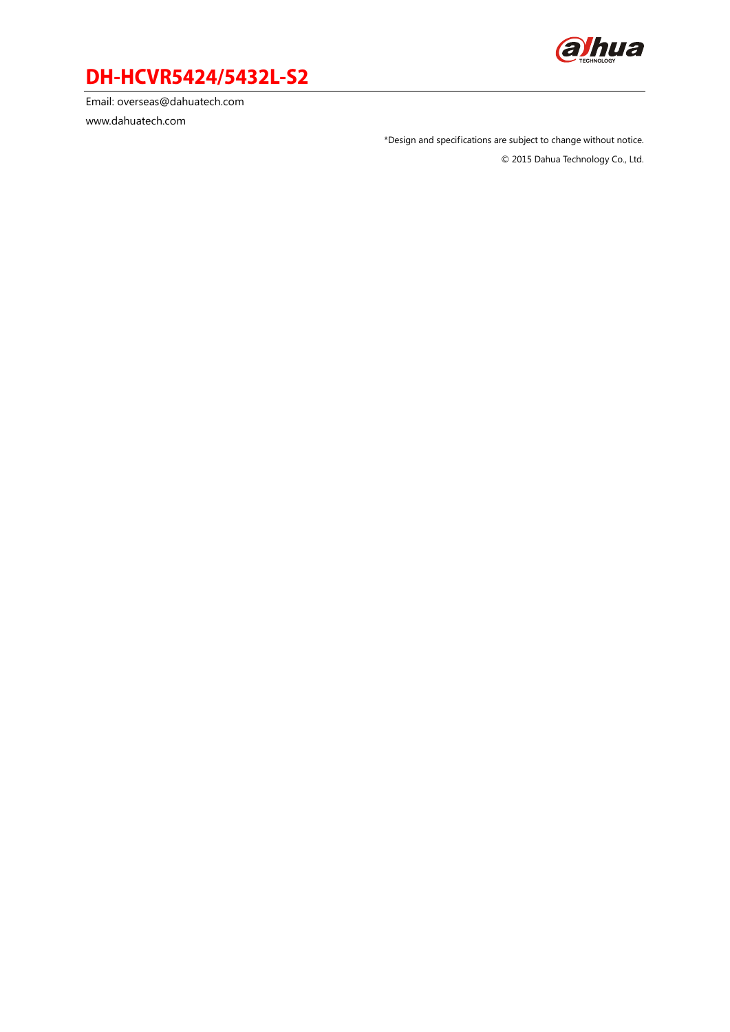Email: overseas@dahuatech.com

www.dahuatech.com

*Design and specifications are subject to change without notice.

© 2015 Dahua Technology Co., Ltd.